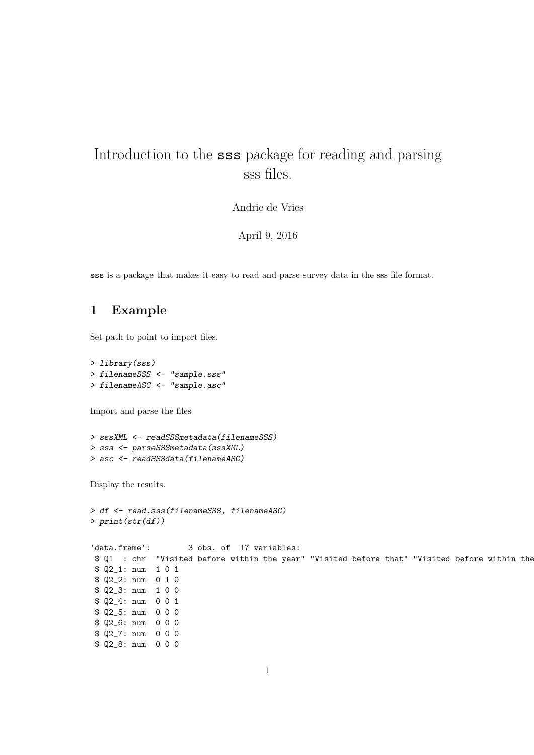# Introduction to the sss package for reading and parsing sss files.

Andrie de Vries

April 9, 2016

sss is a package that makes it easy to read and parse survey data in the sss file format.

## 1 Example

Set path to point to import files.

```
> library(sss)
> filenameSSS <- "sample.sss"
> filenameASC <- "sample.asc"
```

Import and parse the files

```
> sssXML <- readSSSmetadata(filenameSSS)
> sss <- parseSSSmetadata(sssXML)
> asc <- readSSSdata(filenameASC)
```

Display the results.

```
> df <- read.sss(filenameSSS, filenameASC)
> print(str(df))
```

```
'data.frame':	3 obs. of  17 variables:
 $ Q1  : chr  "Visited before within the year" "Visited before that" "Visited before within the
 $ Q2_1: num  1 0 1
 $ Q2_2: num  0 1 0
 $ Q2_3: num  1 0 0
 $ Q2_4: num  0 0 1
 $ Q2_5: num  0 0 0
 $ Q2_6: num  0 0 0
 $ Q2_7: num  0 0 0
 $ Q2_8: num  0 0 0
```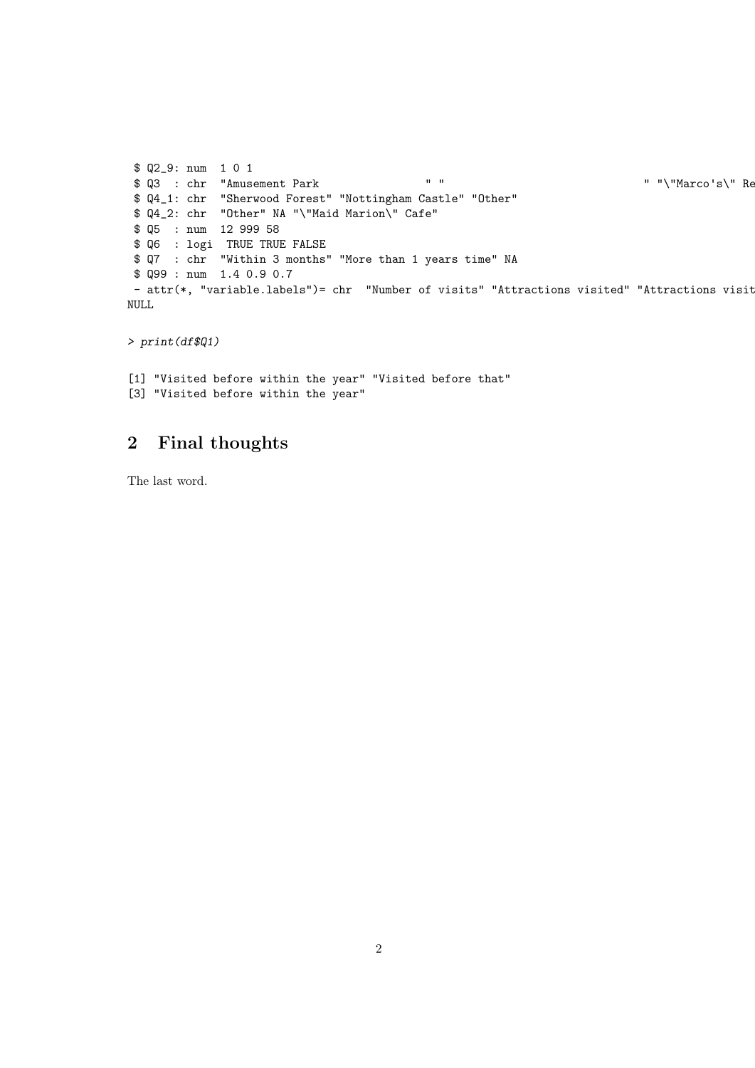```
 $ Q2_9: num  1 0 1
 $ Q3  : chr  "Amusement Park                 " "                              " "\"Marco's\" Re
 $ Q4_1: chr  "Sherwood Forest" "Nottingham Castle" "Other"
 $ Q4_2: chr  "Other" NA "\"Maid Marion\" Cafe"
 $ Q5  : num  12 999 58
 $ Q6  : logi  TRUE TRUE FALSE
 $ Q7  : chr  "Within 3 months" "More than 1 years time" NA
 $ Q99 : num  1.4 0.9 0.7
 - attr(*, "variable.labels")= chr  "Number of visits" "Attractions visited" "Attractions visit
NULL
```

```
> print(df$Q1)
```

```
[1] "Visited before within the year" "Visited before that"
[3] "Visited before within the year"
```

## 2 Final thoughts

The last word.